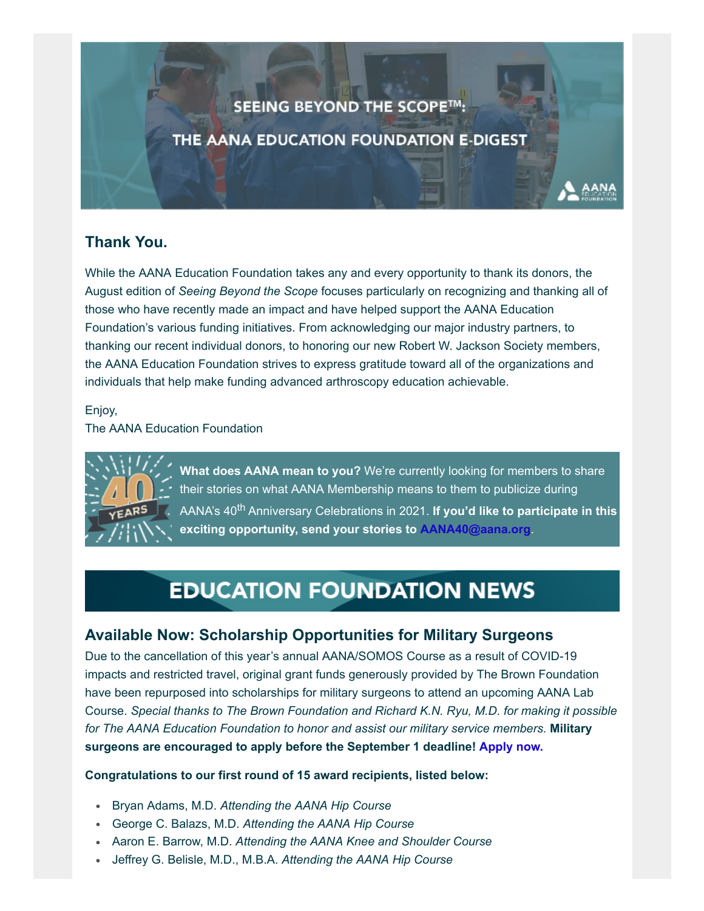# SEEING BEYOND THE SCOPE™: THE AANA EDUCATION FOUNDATION E-DIGEST

## Thank You.

While the AANA Education Foundation takes any and every opportunity to thank its donors, the August edition of *Seeing Beyond the Scope* focuses particularly on recognizing and thanking all of those who have recently made an impact and have helped support the AANA Education Foundation's various funding initiatives. From acknowledging our major industry partners, to thanking our recent individual donors, to honoring our new Robert W. Jackson Society members, the AANA Education Foundation strives to express gratitude toward all of the organizations and individuals that help make funding advanced arthroscopy education achievable.

Enjoy,
The AANA Education Foundation

**What does AANA mean to you?** We're currently looking for members to share their stories on what AANA Membership means to them to publicize during AANA's 40th Anniversary Celebrations in 2021. **If you'd like to participate in this exciting opportunity, send your stories to AANA40@aana.org.**

# EDUCATION FOUNDATION NEWS

## Available Now: Scholarship Opportunities for Military Surgeons

Due to the cancellation of this year's annual AANA/SOMOS Course as a result of COVID-19 impacts and restricted travel, original grant funds generously provided by The Brown Foundation have been repurposed into scholarships for military surgeons to attend an upcoming AANA Lab Course. *Special thanks to The Brown Foundation and Richard K.N. Ryu, M.D. for making it possible for The AANA Education Foundation to honor and assist our military service members.* **Military surgeons are encouraged to apply before the September 1 deadline! Apply now.**

**Congratulations to our first round of 15 award recipients, listed below:**

- Bryan Adams, M.D. *Attending the AANA Hip Course*
- George C. Balazs, M.D. *Attending the AANA Hip Course*
- Aaron E. Barrow, M.D. *Attending the AANA Knee and Shoulder Course*
- Jeffrey G. Belisle, M.D., M.B.A. *Attending the AANA Hip Course*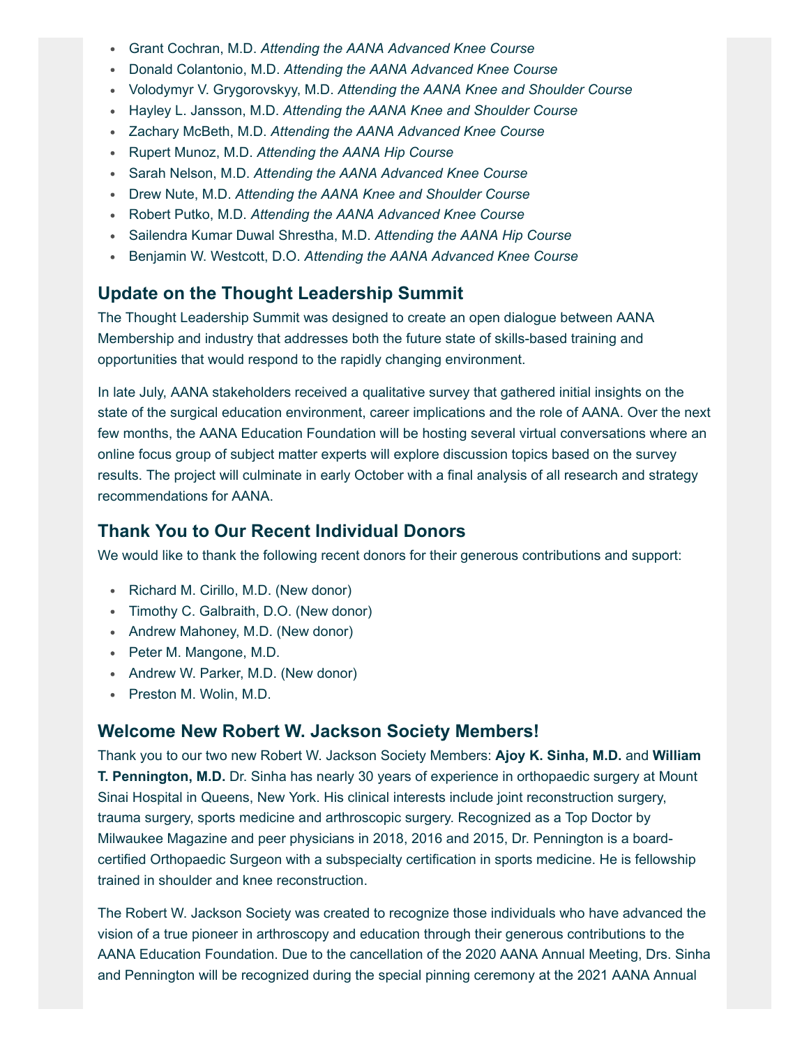- Grant Cochran, M.D. *Attending the AANA Advanced Knee Course*
- Donald Colantonio, M.D. *Attending the AANA Advanced Knee Course*
- Volodymyr V. Grygorovskyy, M.D. *Attending the AANA Knee and Shoulder Course*
- Hayley L. Jansson, M.D. *Attending the AANA Knee and Shoulder Course*
- Zachary McBeth, M.D. *Attending the AANA Advanced Knee Course*
- Rupert Munoz, M.D. *Attending the AANA Hip Course*
- Sarah Nelson, M.D. *Attending the AANA Advanced Knee Course*
- Drew Nute, M.D. *Attending the AANA Knee and Shoulder Course*
- Robert Putko, M.D. *Attending the AANA Advanced Knee Course*
- Sailendra Kumar Duwal Shrestha, M.D. *Attending the AANA Hip Course*
- Benjamin W. Westcott, D.O. *Attending the AANA Advanced Knee Course*

## Update on the Thought Leadership Summit

The Thought Leadership Summit was designed to create an open dialogue between AANA Membership and industry that addresses both the future state of skills-based training and opportunities that would respond to the rapidly changing environment.

In late July, AANA stakeholders received a qualitative survey that gathered initial insights on the state of the surgical education environment, career implications and the role of AANA. Over the next few months, the AANA Education Foundation will be hosting several virtual conversations where an online focus group of subject matter experts will explore discussion topics based on the survey results. The project will culminate in early October with a final analysis of all research and strategy recommendations for AANA.

## Thank You to Our Recent Individual Donors

We would like to thank the following recent donors for their generous contributions and support:

- Richard M. Cirillo, M.D. (New donor)
- Timothy C. Galbraith, D.O. (New donor)
- Andrew Mahoney, M.D. (New donor)
- Peter M. Mangone, M.D.
- Andrew W. Parker, M.D. (New donor)
- Preston M. Wolin, M.D.

## Welcome New Robert W. Jackson Society Members!

Thank you to our two new Robert W. Jackson Society Members: **Ajoy K. Sinha, M.D.** and **William T. Pennington, M.D.** Dr. Sinha has nearly 30 years of experience in orthopaedic surgery at Mount Sinai Hospital in Queens, New York. His clinical interests include joint reconstruction surgery, trauma surgery, sports medicine and arthroscopic surgery. Recognized as a Top Doctor by Milwaukee Magazine and peer physicians in 2018, 2016 and 2015, Dr. Pennington is a board-certified Orthopaedic Surgeon with a subspecialty certification in sports medicine. He is fellowship trained in shoulder and knee reconstruction.

The Robert W. Jackson Society was created to recognize those individuals who have advanced the vision of a true pioneer in arthroscopy and education through their generous contributions to the AANA Education Foundation. Due to the cancellation of the 2020 AANA Annual Meeting, Drs. Sinha and Pennington will be recognized during the special pinning ceremony at the 2021 AANA Annual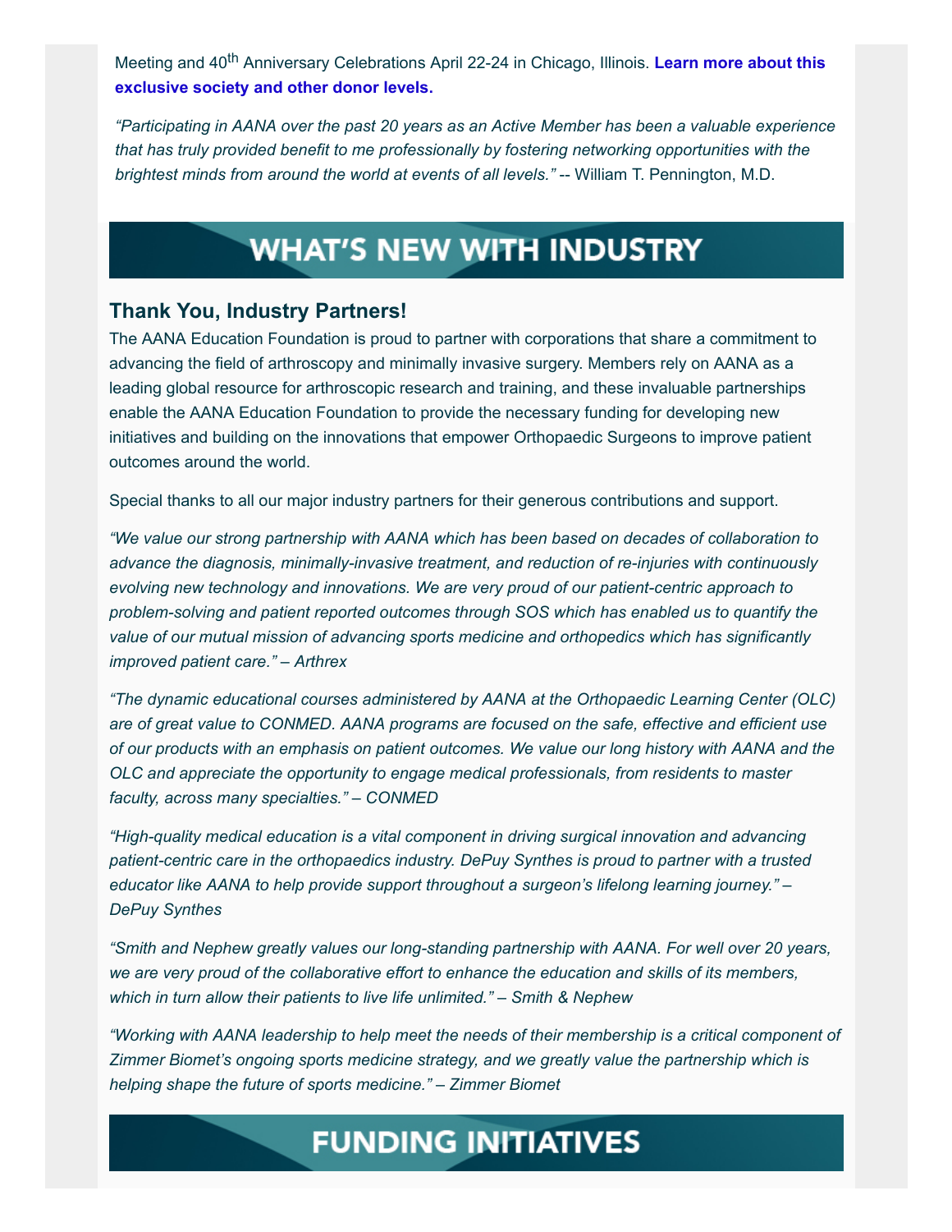Meeting and 40$^{th}$ Anniversary Celebrations April 22-24 in Chicago, Illinois. **Learn more about this exclusive society and other donor levels.**

*"Participating in AANA over the past 20 years as an Active Member has been a valuable experience that has truly provided benefit to me professionally by fostering networking opportunities with the brightest minds from around the world at events of all levels."* -- William T. Pennington, M.D.

# WHAT'S NEW WITH INDUSTRY

## Thank You, Industry Partners!

The AANA Education Foundation is proud to partner with corporations that share a commitment to advancing the field of arthroscopy and minimally invasive surgery. Members rely on AANA as a leading global resource for arthroscopic research and training, and these invaluable partnerships enable the AANA Education Foundation to provide the necessary funding for developing new initiatives and building on the innovations that empower Orthopaedic Surgeons to improve patient outcomes around the world.

Special thanks to all our major industry partners for their generous contributions and support.

*"We value our strong partnership with AANA which has been based on decades of collaboration to advance the diagnosis, minimally-invasive treatment, and reduction of re-injuries with continuously evolving new technology and innovations. We are very proud of our patient-centric approach to problem-solving and patient reported outcomes through SOS which has enabled us to quantify the value of our mutual mission of advancing sports medicine and orthopedics which has significantly improved patient care." – Arthrex*

*"The dynamic educational courses administered by AANA at the Orthopaedic Learning Center (OLC) are of great value to CONMED. AANA programs are focused on the safe, effective and efficient use of our products with an emphasis on patient outcomes. We value our long history with AANA and the OLC and appreciate the opportunity to engage medical professionals, from residents to master faculty, across many specialties." – CONMED*

*"High-quality medical education is a vital component in driving surgical innovation and advancing patient-centric care in the orthopaedics industry. DePuy Synthes is proud to partner with a trusted educator like AANA to help provide support throughout a surgeon's lifelong learning journey." – DePuy Synthes*

*"Smith and Nephew greatly values our long-standing partnership with AANA. For well over 20 years, we are very proud of the collaborative effort to enhance the education and skills of its members, which in turn allow their patients to live life unlimited." – Smith & Nephew*

*"Working with AANA leadership to help meet the needs of their membership is a critical component of Zimmer Biomet's ongoing sports medicine strategy, and we greatly value the partnership which is helping shape the future of sports medicine." – Zimmer Biomet*

# FUNDING INITIATIVES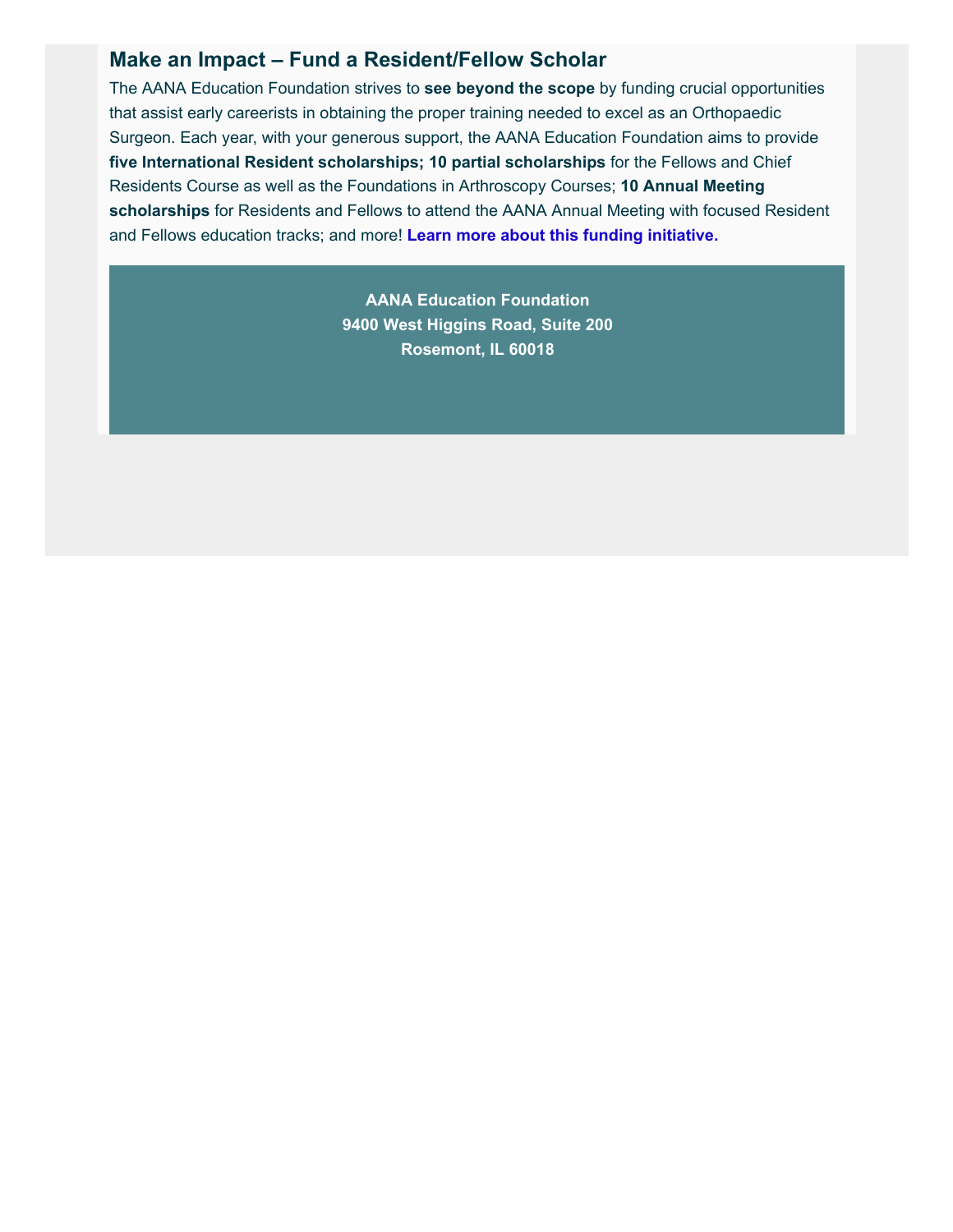## Make an Impact – Fund a Resident/Fellow Scholar

The AANA Education Foundation strives to **see beyond the scope** by funding crucial opportunities that assist early careerists in obtaining the proper training needed to excel as an Orthopaedic Surgeon. Each year, with your generous support, the AANA Education Foundation aims to provide **five International Resident scholarships; 10 partial scholarships** for the Fellows and Chief Residents Course as well as the Foundations in Arthroscopy Courses; **10 Annual Meeting scholarships** for Residents and Fellows to attend the AANA Annual Meeting with focused Resident and Fellows education tracks; and more! **Learn more about this funding initiative.**

**AANA Education Foundation**
**9400 West Higgins Road, Suite 200**
**Rosemont, IL 60018**